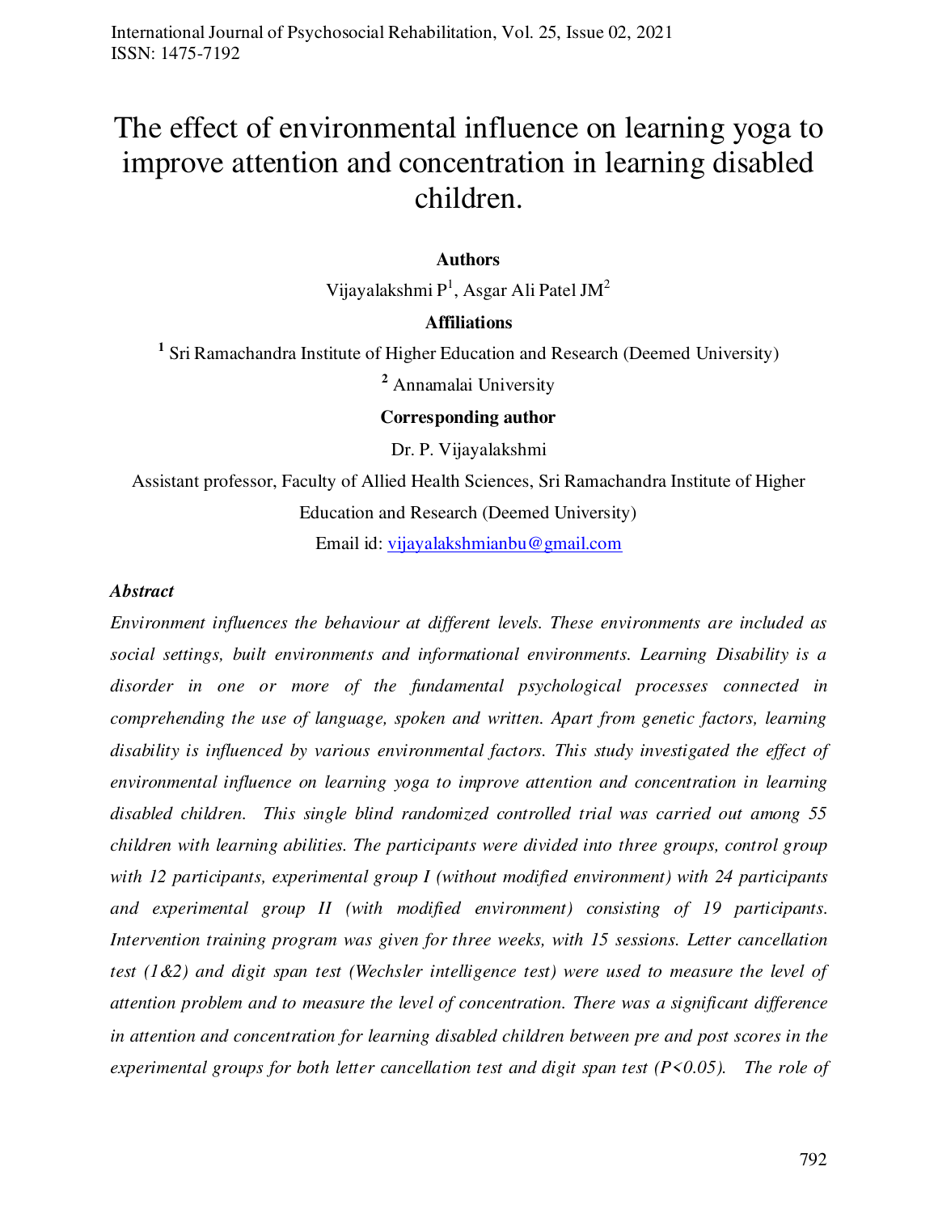# The effect of environmental influence on learning yoga to improve attention and concentration in learning disabled children.

**Authors**

Vijayalakshmi P[1], Asgar Ali Patel JM[2]

**Affiliations**

[1] Sri Ramachandra Institute of Higher Education and Research (Deemed University)

[2] Annamalai University

**Corresponding author**

Dr. P. Vijayalakshmi

Assistant professor, Faculty of Allied Health Sciences, Sri Ramachandra Institute of Higher Education and Research (Deemed University)

Email id: vijayalakshmianbu@gmail.com

***Abstract***

*Environment influences the behaviour at different levels. These environments are included as social settings, built environments and informational environments. Learning Disability is a disorder in one or more of the fundamental psychological processes connected in comprehending the use of language, spoken and written. Apart from genetic factors, learning disability is influenced by various environmental factors. This study investigated the effect of environmental influence on learning yoga to improve attention and concentration in learning disabled children. This single blind randomized controlled trial was carried out among 55 children with learning abilities. The participants were divided into three groups, control group with 12 participants, experimental group I (without modified environment) with 24 participants and experimental group II (with modified environment) consisting of 19 participants. Intervention training program was given for three weeks, with 15 sessions. Letter cancellation test (1&2) and digit span test (Wechsler intelligence test) were used to measure the level of attention problem and to measure the level of concentration. There was a significant difference in attention and concentration for learning disabled children between pre and post scores in the experimental groups for both letter cancellation test and digit span test ($P<0.05$). The role of*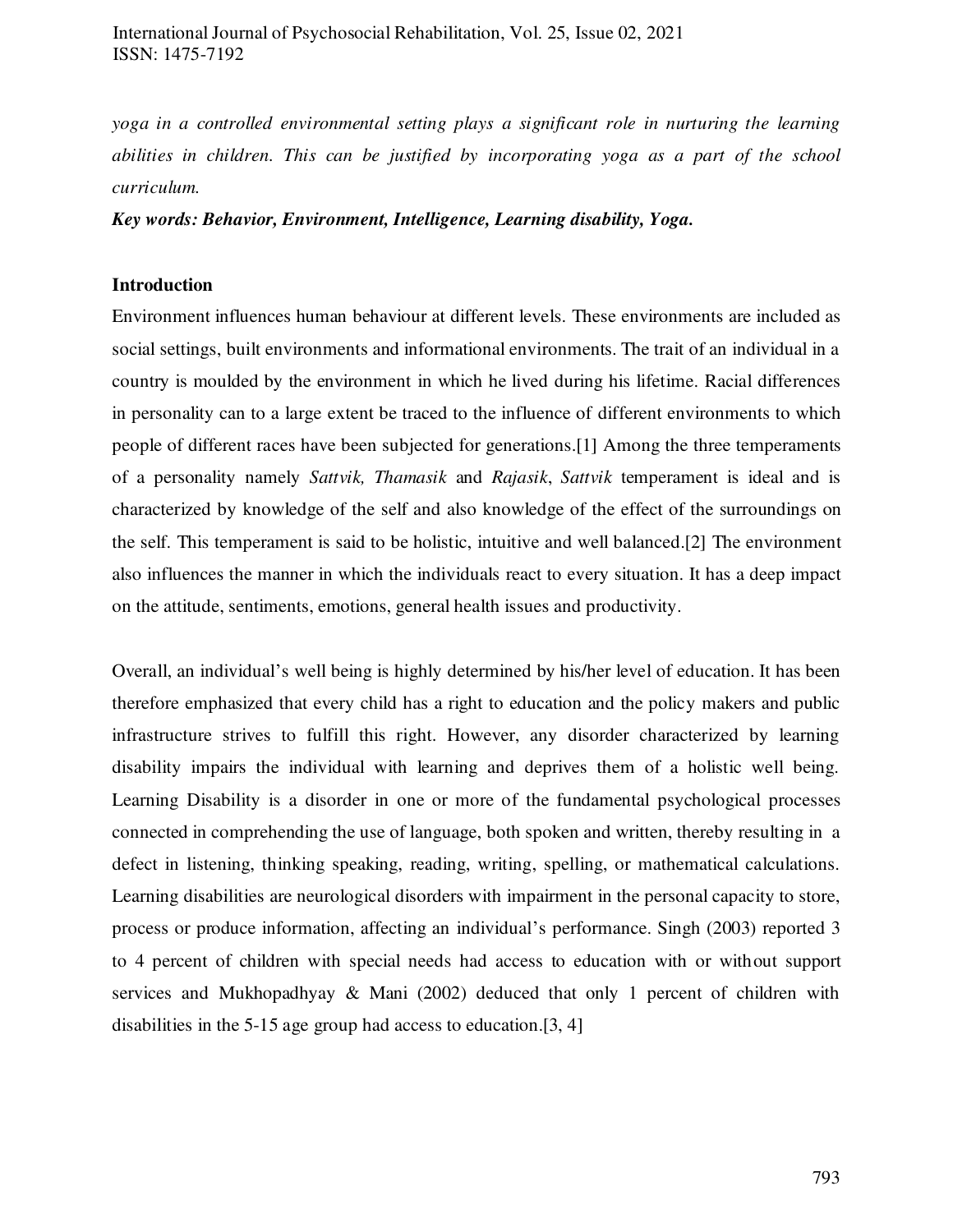*yoga in a controlled environmental setting plays a significant role in nurturing the learning abilities in children. This can be justified by incorporating yoga as a part of the school curriculum.*

***Key words: Behavior, Environment, Intelligence, Learning disability, Yoga.***

## Introduction

Environment influences human behaviour at different levels. These environments are included as social settings, built environments and informational environments. The trait of an individual in a country is moulded by the environment in which he lived during his lifetime. Racial differences in personality can to a large extent be traced to the influence of different environments to which people of different races have been subjected for generations.[1] Among the three temperaments of a personality namely *Sattvik, Thamasik* and *Rajasik*, *Sattvik* temperament is ideal and is characterized by knowledge of the self and also knowledge of the effect of the surroundings on the self. This temperament is said to be holistic, intuitive and well balanced.[2] The environment also influences the manner in which the individuals react to every situation. It has a deep impact on the attitude, sentiments, emotions, general health issues and productivity.

Overall, an individual's well being is highly determined by his/her level of education. It has been therefore emphasized that every child has a right to education and the policy makers and public infrastructure strives to fulfill this right. However, any disorder characterized by learning disability impairs the individual with learning and deprives them of a holistic well being. Learning Disability is a disorder in one or more of the fundamental psychological processes connected in comprehending the use of language, both spoken and written, thereby resulting in a defect in listening, thinking speaking, reading, writing, spelling, or mathematical calculations. Learning disabilities are neurological disorders with impairment in the personal capacity to store, process or produce information, affecting an individual's performance. Singh (2003) reported 3 to 4 percent of children with special needs had access to education with or without support services and Mukhopadhyay & Mani (2002) deduced that only 1 percent of children with disabilities in the 5-15 age group had access to education.[3, 4]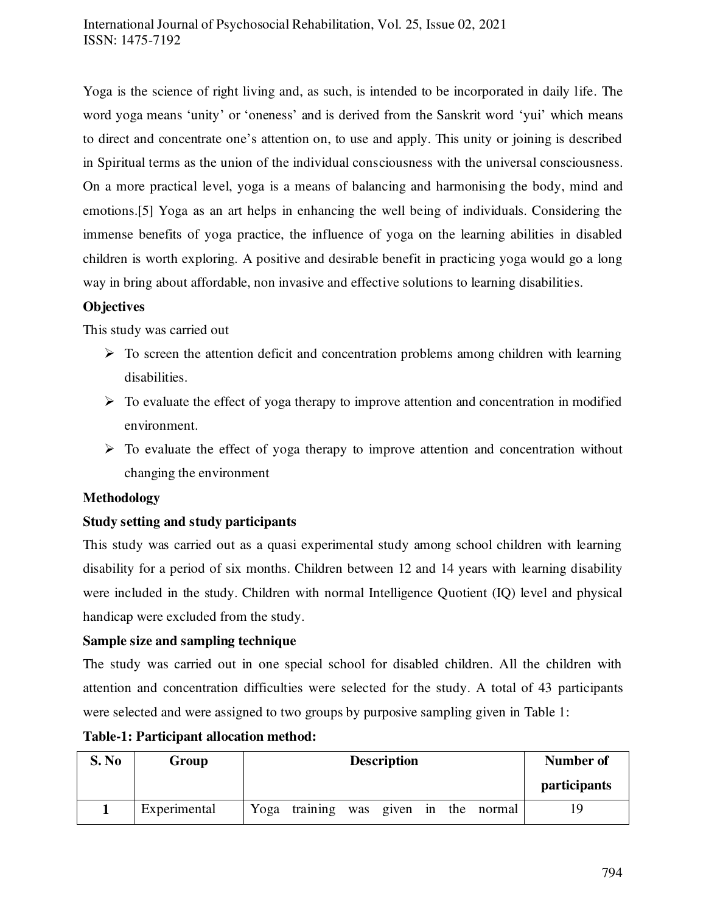Yoga is the science of right living and, as such, is intended to be incorporated in daily life. The word yoga means 'unity' or 'oneness' and is derived from the Sanskrit word 'yui' which means to direct and concentrate one's attention on, to use and apply. This unity or joining is described in Spiritual terms as the union of the individual consciousness with the universal consciousness. On a more practical level, yoga is a means of balancing and harmonising the body, mind and emotions.[5] Yoga as an art helps in enhancing the well being of individuals. Considering the immense benefits of yoga practice, the influence of yoga on the learning abilities in disabled children is worth exploring. A positive and desirable benefit in practicing yoga would go a long way in bring about affordable, non invasive and effective solutions to learning disabilities.

**Objectives**

This study was carried out

- To screen the attention deficit and concentration problems among children with learning disabilities.
- To evaluate the effect of yoga therapy to improve attention and concentration in modified environment.
- To evaluate the effect of yoga therapy to improve attention and concentration without changing the environment

**Methodology**

**Study setting and study participants**

This study was carried out as a quasi experimental study among school children with learning disability for a period of six months. Children between 12 and 14 years with learning disability were included in the study. Children with normal Intelligence Quotient (IQ) level and physical handicap were excluded from the study.

**Sample size and sampling technique**

The study was carried out in one special school for disabled children. All the children with attention and concentration difficulties were selected for the study. A total of 43 participants were selected and were assigned to two groups by purposive sampling given in Table 1:

**Table-1: Participant allocation method:**

| S. No | Group | Description | Number of participants |
|---|---|---|---|
| **1** | Experimental | Yoga training was given in the normal | 19 |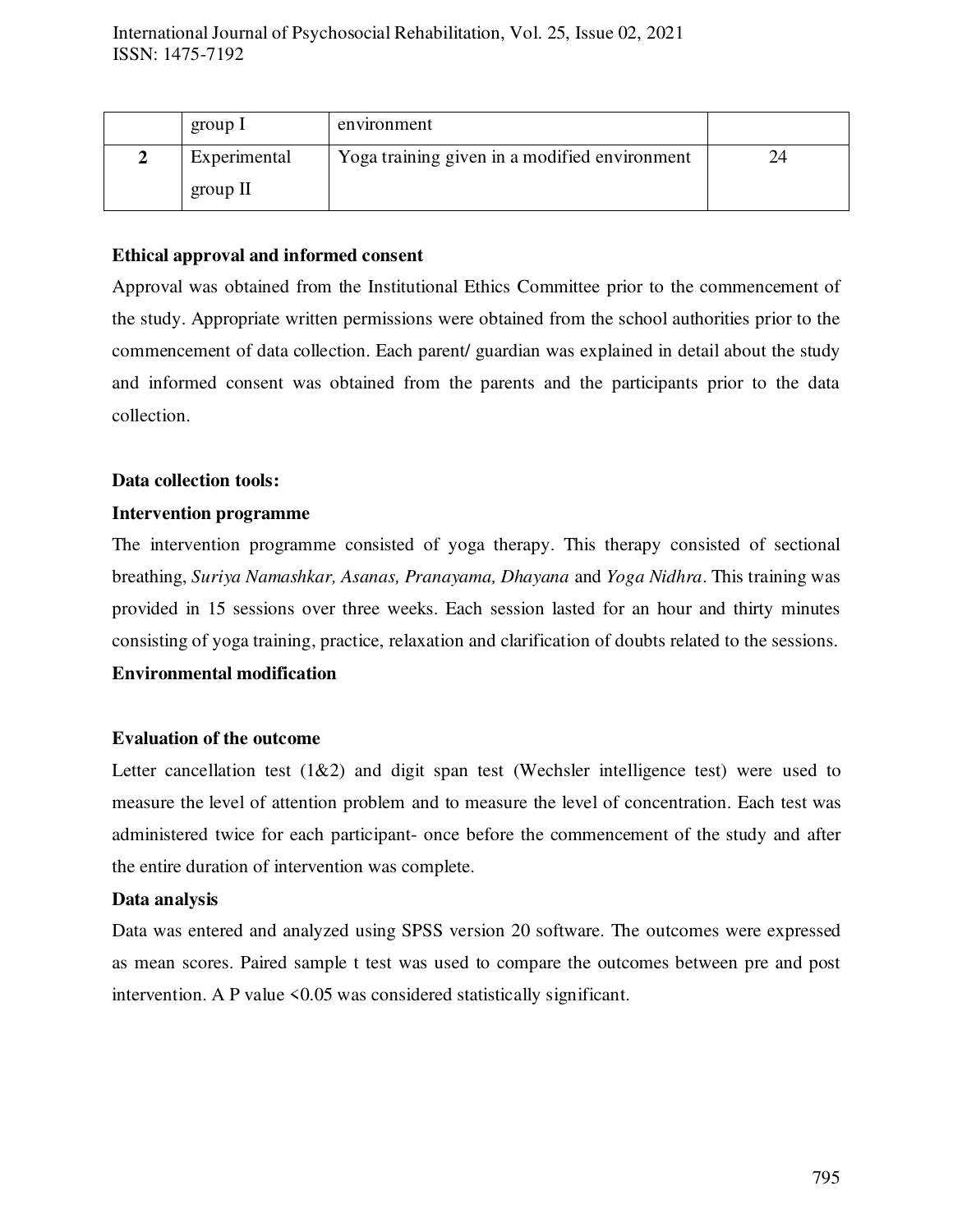| | group I | environment | |
|---|---|---|---|
| **2** | Experimental group II | Yoga training given in a modified environment | 24 |

**Ethical approval and informed consent**

Approval was obtained from the Institutional Ethics Committee prior to the commencement of the study. Appropriate written permissions were obtained from the school authorities prior to the commencement of data collection. Each parent/ guardian was explained in detail about the study and informed consent was obtained from the parents and the participants prior to the data collection.

**Data collection tools:**

**Intervention programme**

The intervention programme consisted of yoga therapy. This therapy consisted of sectional breathing, *Suriya Namashkar, Asanas, Pranayama, Dhayana* and *Yoga Nidhra*. This training was provided in 15 sessions over three weeks. Each session lasted for an hour and thirty minutes consisting of yoga training, practice, relaxation and clarification of doubts related to the sessions.

**Environmental modification**

**Evaluation of the outcome**

Letter cancellation test (1&2) and digit span test (Wechsler intelligence test) were used to measure the level of attention problem and to measure the level of concentration. Each test was administered twice for each participant- once before the commencement of the study and after the entire duration of intervention was complete.

**Data analysis**

Data was entered and analyzed using SPSS version 20 software. The outcomes were expressed as mean scores. Paired sample t test was used to compare the outcomes between pre and post intervention. A P value <0.05 was considered statistically significant.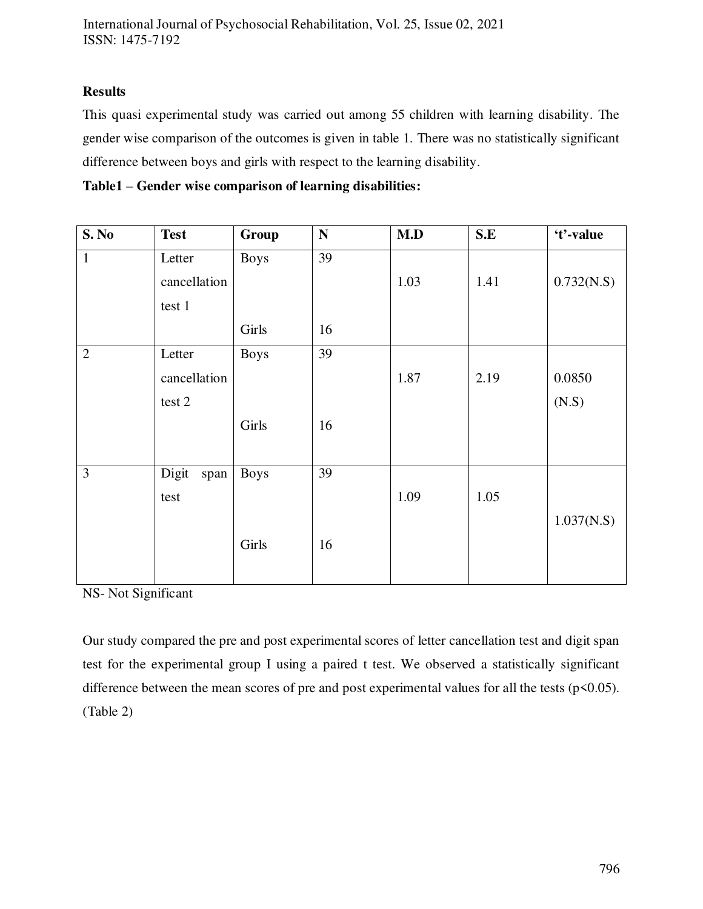## Results

This quasi experimental study was carried out among 55 children with learning disability. The gender wise comparison of the outcomes is given in table 1. There was no statistically significant difference between boys and girls with respect to the learning disability.

**Table1 – Gender wise comparison of learning disabilities:**

| S. No | Test | Group | N | M.D | S.E | 't'-value |
|---|---|---|---|---|---|---|
| 1 | Letter cancellation test 1 | Boys | 39 | 1.03 | 1.41 | 0.732(N.S) |
| | | Girls | 16 | | | |
| 2 | Letter cancellation test 2 | Boys | 39 | 1.87 | 2.19 | 0.0850 (N.S) |
| | | Girls | 16 | | | |
| 3 | Digit span test | Boys | 39 | 1.09 | 1.05 | 1.037(N.S) |
| | | Girls | 16 | | | |

NS- Not Significant

Our study compared the pre and post experimental scores of letter cancellation test and digit span test for the experimental group I using a paired t test. We observed a statistically significant difference between the mean scores of pre and post experimental values for all the tests ($p<0.05$). (Table 2)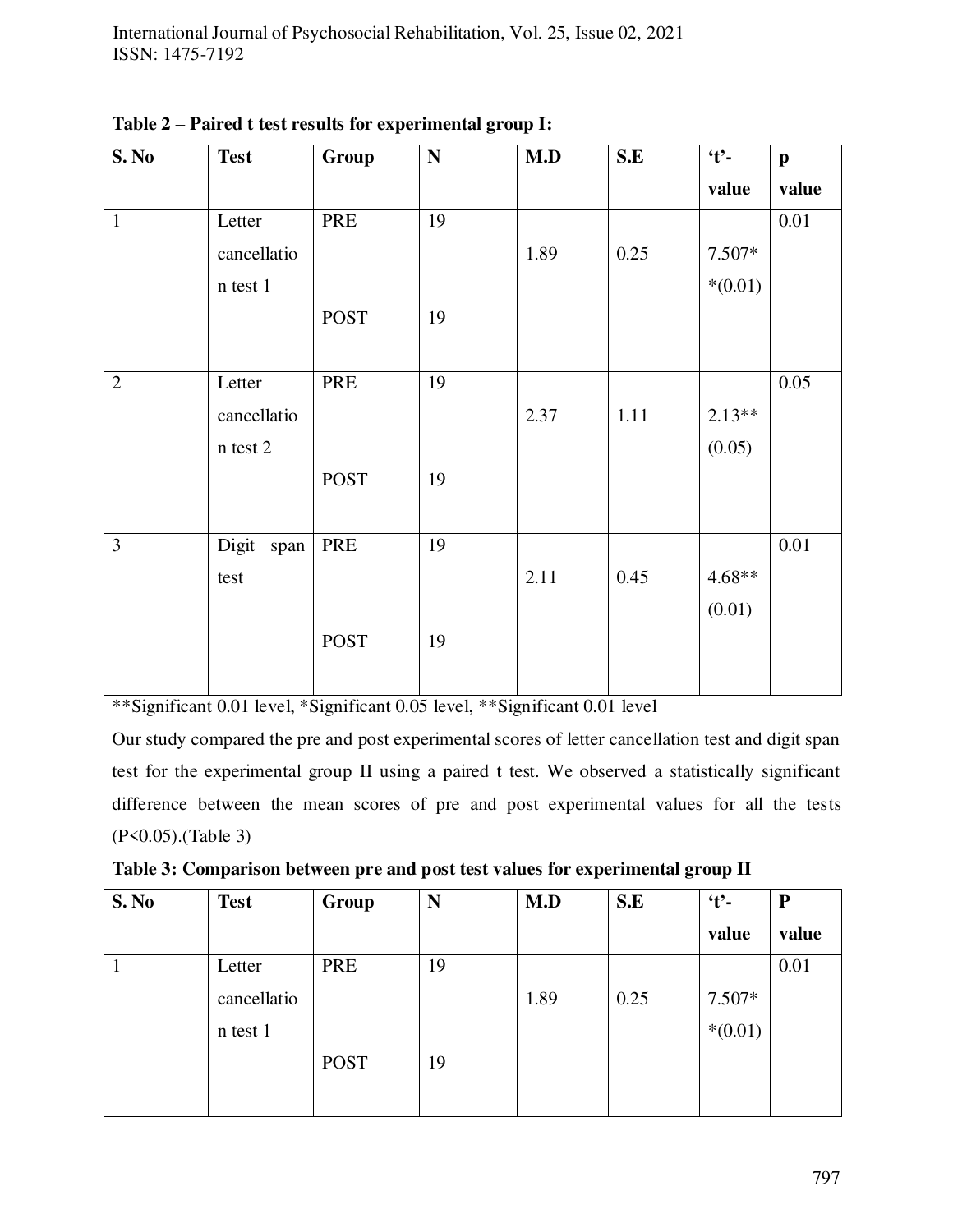**Table 2 – Paired t test results for experimental group I:**

| S. No | Test | Group | N | M.D | S.E | 't'-value | p value |
|---|---|---|---|---|---|---|---|
| 1 | Letter cancellation test 1 | PRE | 19 | 1.89 | 0.25 | 7.507**(0.01) | 0.01 |
| | | POST | 19 | | | | |
| 2 | Letter cancellation test 2 | PRE | 19 | 2.37 | 1.11 | 2.13**(0.05) | 0.05 |
| | | POST | 19 | | | | |
| 3 | Digit span test | PRE | 19 | 2.11 | 0.45 | 4.68**(0.01) | 0.01 |
| | | POST | 19 | | | | |

**Significant 0.01 level, *Significant 0.05 level, **Significant 0.01 level

Our study compared the pre and post experimental scores of letter cancellation test and digit span test for the experimental group II using a paired t test. We observed a statistically significant difference between the mean scores of pre and post experimental values for all the tests ($P<0.05$).(Table 3)

**Table 3: Comparison between pre and post test values for experimental group II**

| S. No | Test | Group | N | M.D | S.E | 't'-value | P value |
|---|---|---|---|---|---|---|---|
| 1 | Letter cancellation test 1 | PRE | 19 | 1.89 | 0.25 | 7.507**(0.01) | 0.01 |
| | | POST | 19 | | | | |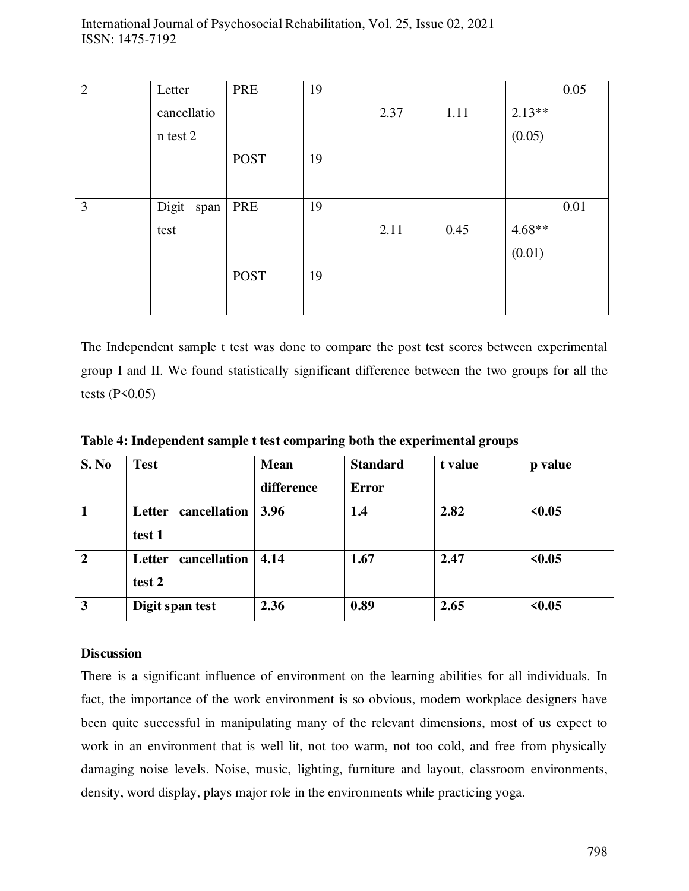| 2 | Letter cancellation test 2 | PRE | 19 | 2.37 | 1.11 | 2.13** (0.05) | 0.05 |
|---|---|---|---|---|---|---|---|
| | | POST | 19 | | | | |
| 3 | Digit span test | PRE | 19 | 2.11 | 0.45 | 4.68** (0.01) | 0.01 |
| | | POST | 19 | | | | |

The Independent sample t test was done to compare the post test scores between experimental group I and II. We found statistically significant difference between the two groups for all the tests (P<0.05)

**Table 4: Independent sample t test comparing both the experimental groups**

| S. No | Test | Mean difference | Standard Error | t value | p value |
|---|---|---|---|---|---|
| **1** | **Letter cancellation test 1** | **3.96** | **1.4** | **2.82** | **<0.05** |
| **2** | **Letter cancellation test 2** | **4.14** | **1.67** | **2.47** | **<0.05** |
| **3** | **Digit span test** | **2.36** | **0.89** | **2.65** | **<0.05** |

**Discussion**

There is a significant influence of environment on the learning abilities for all individuals. In fact, the importance of the work environment is so obvious, modern workplace designers have been quite successful in manipulating many of the relevant dimensions, most of us expect to work in an environment that is well lit, not too warm, not too cold, and free from physically damaging noise levels. Noise, music, lighting, furniture and layout, classroom environments, density, word display, plays major role in the environments while practicing yoga.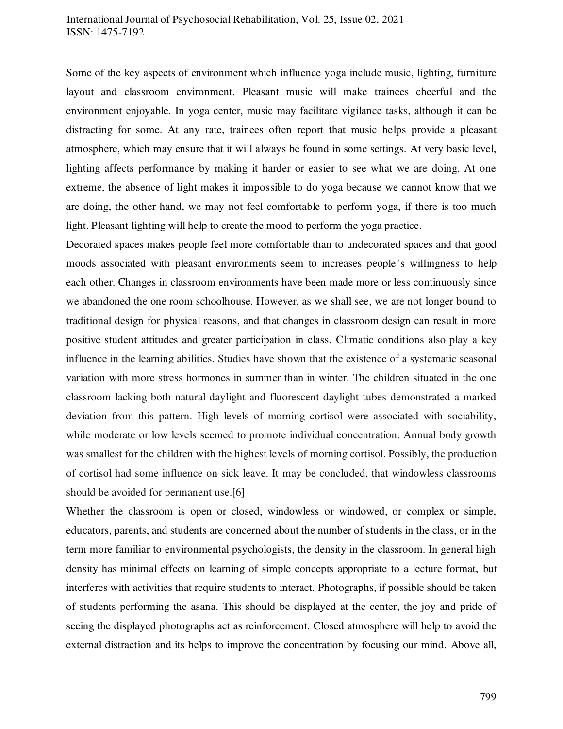Some of the key aspects of environment which influence yoga include music, lighting, furniture layout and classroom environment. Pleasant music will make trainees cheerful and the environment enjoyable. In yoga center, music may facilitate vigilance tasks, although it can be distracting for some. At any rate, trainees often report that music helps provide a pleasant atmosphere, which may ensure that it will always be found in some settings. At very basic level, lighting affects performance by making it harder or easier to see what we are doing. At one extreme, the absence of light makes it impossible to do yoga because we cannot know that we are doing, the other hand, we may not feel comfortable to perform yoga, if there is too much light. Pleasant lighting will help to create the mood to perform the yoga practice.

Decorated spaces makes people feel more comfortable than to undecorated spaces and that good moods associated with pleasant environments seem to increases people's willingness to help each other. Changes in classroom environments have been made more or less continuously since we abandoned the one room schoolhouse. However, as we shall see, we are not longer bound to traditional design for physical reasons, and that changes in classroom design can result in more positive student attitudes and greater participation in class. Climatic conditions also play a key influence in the learning abilities. Studies have shown that the existence of a systematic seasonal variation with more stress hormones in summer than in winter. The children situated in the one classroom lacking both natural daylight and fluorescent daylight tubes demonstrated a marked deviation from this pattern. High levels of morning cortisol were associated with sociability, while moderate or low levels seemed to promote individual concentration. Annual body growth was smallest for the children with the highest levels of morning cortisol. Possibly, the production of cortisol had some influence on sick leave. It may be concluded, that windowless classrooms should be avoided for permanent use.[6]

Whether the classroom is open or closed, windowless or windowed, or complex or simple, educators, parents, and students are concerned about the number of students in the class, or in the term more familiar to environmental psychologists, the density in the classroom. In general high density has minimal effects on learning of simple concepts appropriate to a lecture format, but interferes with activities that require students to interact. Photographs, if possible should be taken of students performing the asana. This should be displayed at the center, the joy and pride of seeing the displayed photographs act as reinforcement. Closed atmosphere will help to avoid the external distraction and its helps to improve the concentration by focusing our mind. Above all,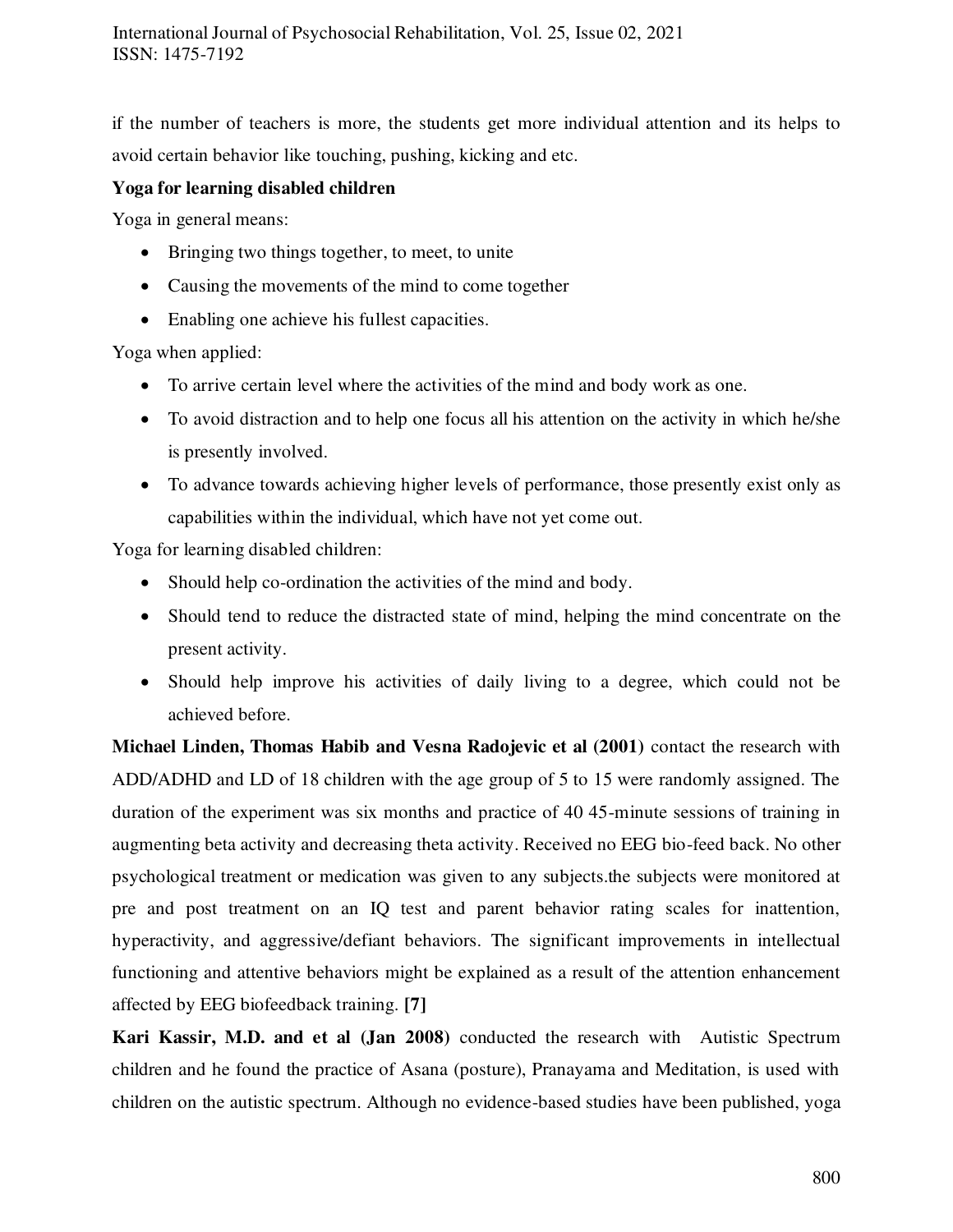if the number of teachers is more, the students get more individual attention and its helps to avoid certain behavior like touching, pushing, kicking and etc.

**Yoga for learning disabled children**

Yoga in general means:

- Bringing two things together, to meet, to unite
- Causing the movements of the mind to come together
- Enabling one achieve his fullest capacities.

Yoga when applied:

- To arrive certain level where the activities of the mind and body work as one.
- To avoid distraction and to help one focus all his attention on the activity in which he/she is presently involved.
- To advance towards achieving higher levels of performance, those presently exist only as capabilities within the individual, which have not yet come out.

Yoga for learning disabled children:

- Should help co-ordination the activities of the mind and body.
- Should tend to reduce the distracted state of mind, helping the mind concentrate on the present activity.
- Should help improve his activities of daily living to a degree, which could not be achieved before.

**Michael Linden, Thomas Habib and Vesna Radojevic et al (2001)** contact the research with ADD/ADHD and LD of 18 children with the age group of 5 to 15 were randomly assigned. The duration of the experiment was six months and practice of 40 45-minute sessions of training in augmenting beta activity and decreasing theta activity. Received no EEG bio-feed back. No other psychological treatment or medication was given to any subjects.the subjects were monitored at pre and post treatment on an IQ test and parent behavior rating scales for inattention, hyperactivity, and aggressive/defiant behaviors. The significant improvements in intellectual functioning and attentive behaviors might be explained as a result of the attention enhancement affected by EEG biofeedback training. **[7]**

**Kari Kassir, M.D. and et al (Jan 2008)** conducted the research with Autistic Spectrum children and he found the practice of Asana (posture), Pranayama and Meditation, is used with children on the autistic spectrum. Although no evidence-based studies have been published, yoga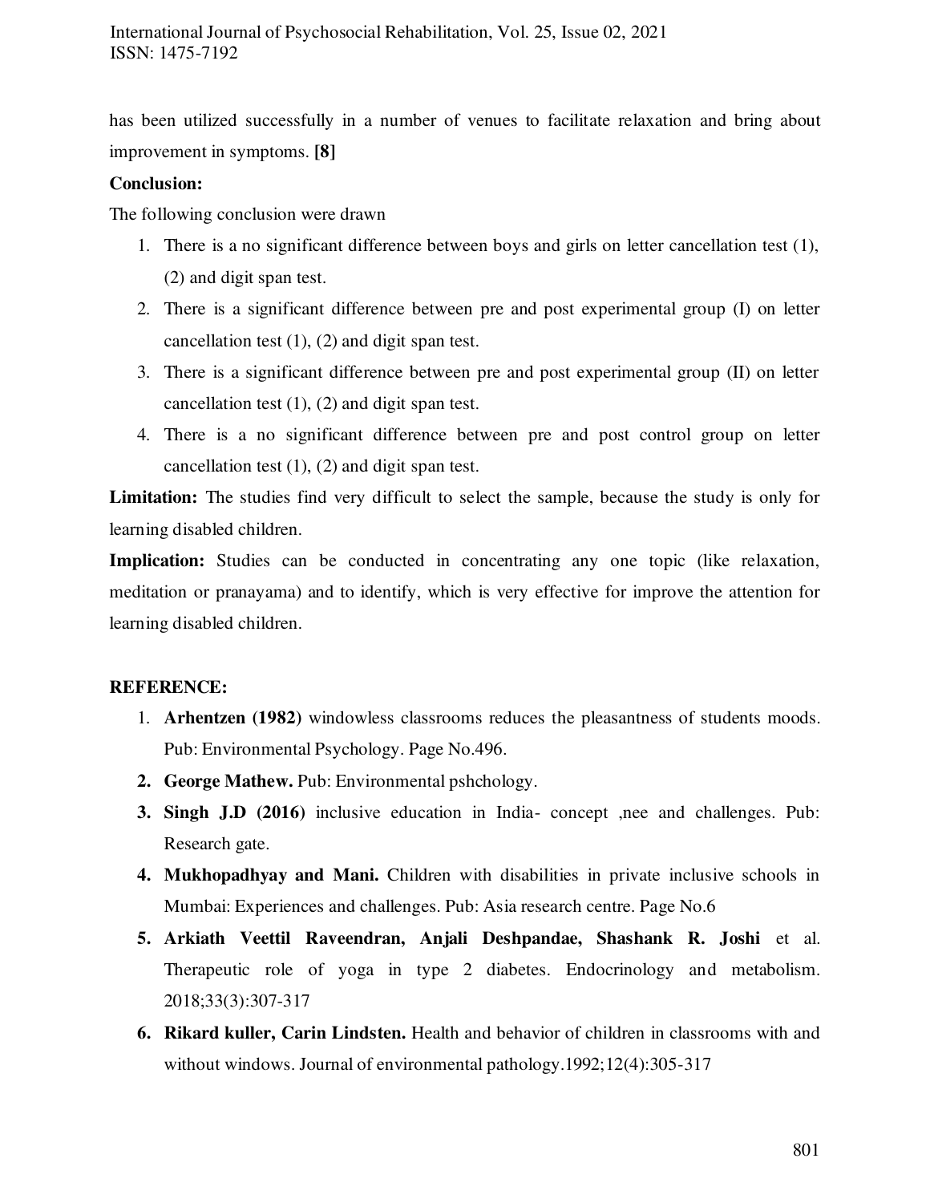has been utilized successfully in a number of venues to facilitate relaxation and bring about improvement in symptoms. **[8]**

**Conclusion:**

The following conclusion were drawn

1. There is a no significant difference between boys and girls on letter cancellation test (1), (2) and digit span test.
2. There is a significant difference between pre and post experimental group (I) on letter cancellation test (1), (2) and digit span test.
3. There is a significant difference between pre and post experimental group (II) on letter cancellation test (1), (2) and digit span test.
4. There is a no significant difference between pre and post control group on letter cancellation test (1), (2) and digit span test.

**Limitation:** The studies find very difficult to select the sample, because the study is only for learning disabled children.

**Implication:** Studies can be conducted in concentrating any one topic (like relaxation, meditation or pranayama) and to identify, which is very effective for improve the attention for learning disabled children.

**REFERENCE:**

1. **Arhentzen (1982)** windowless classrooms reduces the pleasantness of students moods. Pub: Environmental Psychology. Page No.496.
2. **George Mathew.** Pub: Environmental pshchology.
3. **Singh J.D (2016)** inclusive education in India- concept ,nee and challenges. Pub: Research gate.
4. **Mukhopadhyay and Mani.** Children with disabilities in private inclusive schools in Mumbai: Experiences and challenges. Pub: Asia research centre. Page No.6
5. **Arkiath Veettil Raveendran, Anjali Deshpandae, Shashank R. Joshi** et al. Therapeutic role of yoga in type 2 diabetes. Endocrinology and metabolism. 2018;33(3):307-317
6. **Rikard kuller, Carin Lindsten.** Health and behavior of children in classrooms with and without windows. Journal of environmental pathology.1992;12(4):305-317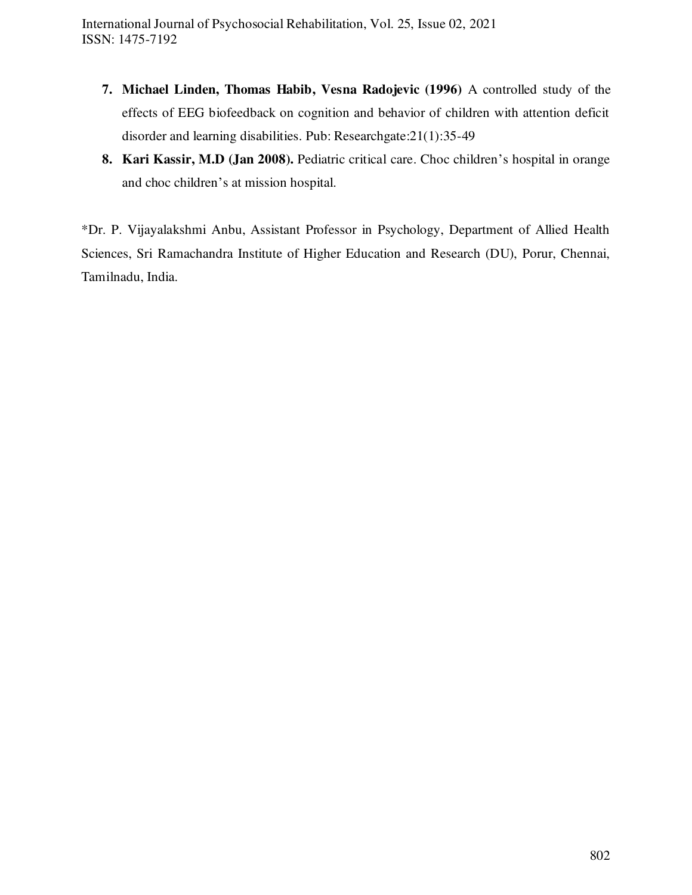7. **Michael Linden, Thomas Habib, Vesna Radojevic (1996)** A controlled study of the effects of EEG biofeedback on cognition and behavior of children with attention deficit disorder and learning disabilities. Pub: Researchgate:21(1):35-49
8. **Kari Kassir, M.D (Jan 2008).** Pediatric critical care. Choc children's hospital in orange and choc children's at mission hospital.

*Dr. P. Vijayalakshmi Anbu, Assistant Professor in Psychology, Department of Allied Health Sciences, Sri Ramachandra Institute of Higher Education and Research (DU), Porur, Chennai, Tamilnadu, India.